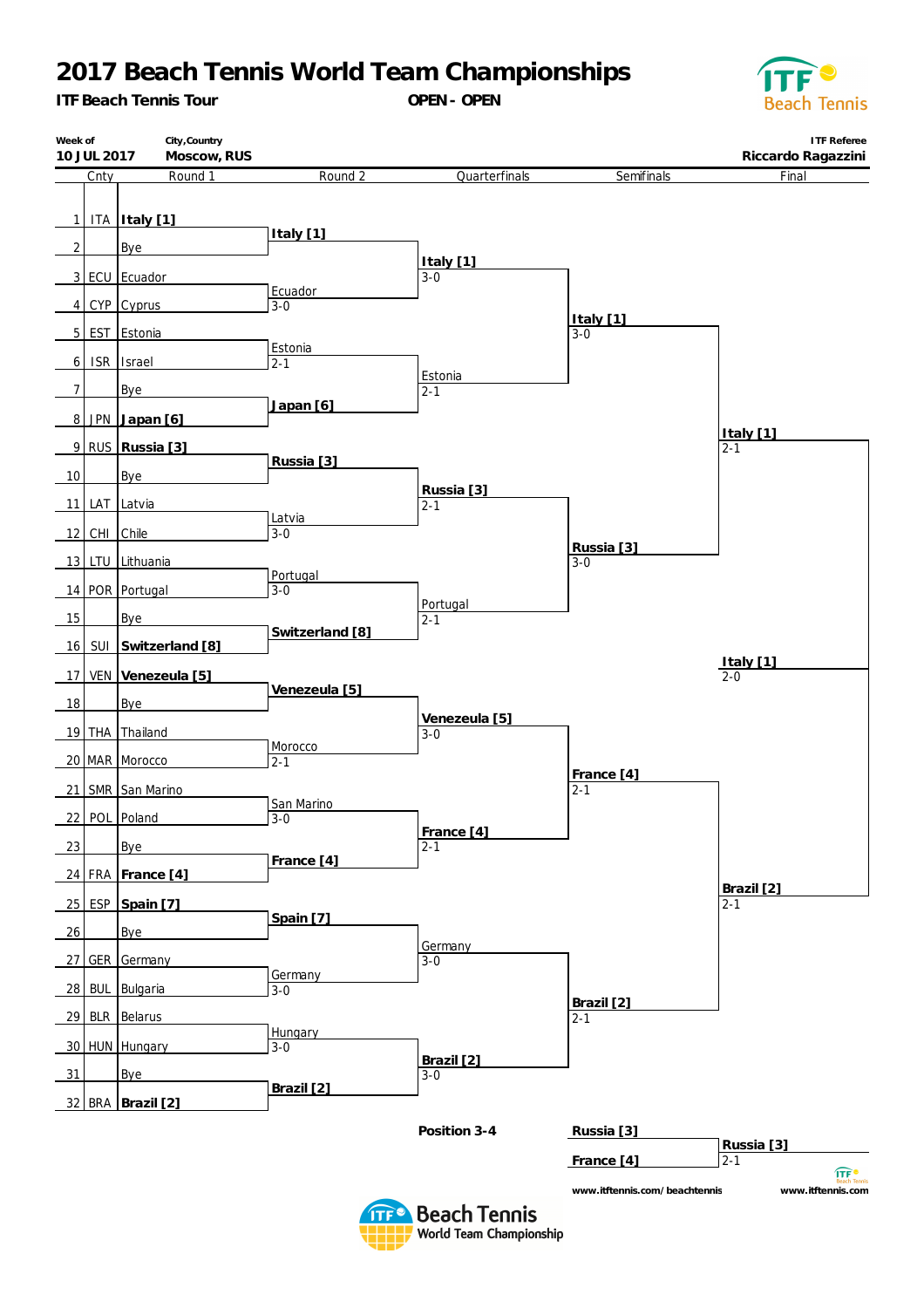# 2017 Beach Tennis World Team Championships

**ITF Beach Tennis Tour** — **OPEN - OPEN**

| Week of | City,Country | ITF Referee |
|---|---|---|
| **10 JUL 2017** | **Moscow, RUS** | **Riccardo Ragazzini** |

| # | Cnty | Round 1 | Round 2 | Quarterfinals | Semifinals | Final |
|---|---|---|---|---|---|---|
| 1 | ITA | **Italy [1]** | | | | |
| 2 | | Bye | **Italy [1]** | | | |
| 3 | ECU | Ecuador | | **Italy [1]** 3-0 | | |
| 4 | CYP | Cyprus | Ecuador 3-0 | | | |
| 5 | EST | Estonia | | | **Italy [1]** 3-0 | |
| 6 | ISR | Israel | Estonia 2-1 | | | |
| 7 | | Bye | | Estonia 2-1 | | |
| 8 | JPN | **Japan [6]** | **Japan [6]** | | | |
| 9 | RUS | **Russia [3]** | | | | **Italy [1]** 2-1 |
| 10 | | Bye | **Russia [3]** | | | |
| 11 | LAT | Latvia | | **Russia [3]** 2-1 | | |
| 12 | CHI | Chile | Latvia 3-0 | | | |
| 13 | LTU | Lithuania | | | **Russia [3]** 3-0 | |
| 14 | POR | Portugal | Portugal 3-0 | | | |
| 15 | | Bye | | Portugal 2-1 | | |
| 16 | SUI | **Switzerland [8]** | **Switzerland [8]** | | | |
| 17 | VEN | **Venezeula [5]** | | | | **Italy [1]** 2-0 |
| 18 | | Bye | **Venezeula [5]** | | | |
| 19 | THA | Thailand | | **Venezeula [5]** 3-0 | | |
| 20 | MAR | Morocco | Morocco 2-1 | | | |
| 21 | SMR | San Marino | | | **France [4]** 2-1 | |
| 22 | POL | Poland | San Marino 3-0 | | | |
| 23 | | Bye | | **France [4]** 2-1 | | |
| 24 | FRA | **France [4]** | **France [4]** | | | |
| 25 | ESP | **Spain [7]** | | | | **Brazil [2]** 2-1 |
| 26 | | Bye | **Spain [7]** | | | |
| 27 | GER | Germany | | Germany 3-0 | | |
| 28 | BUL | Bulgaria | Germany 3-0 | | | |
| 29 | BLR | Belarus | | | **Brazil [2]** 2-1 | |
| 30 | HUN | Hungary | Hungary 3-0 | | | |
| 31 | | Bye | | **Brazil [2]** 3-0 | | |
| 32 | BRA | **Brazil [2]** | **Brazil [2]** | | | |

**Position 3-4**

| Semifinal losers | Result |
|---|---|
| **Russia [3]** | |
| **France [4]** | **Russia [3]** 2-1 |

www.itftennis.com/beachtennis

www.itftennis.com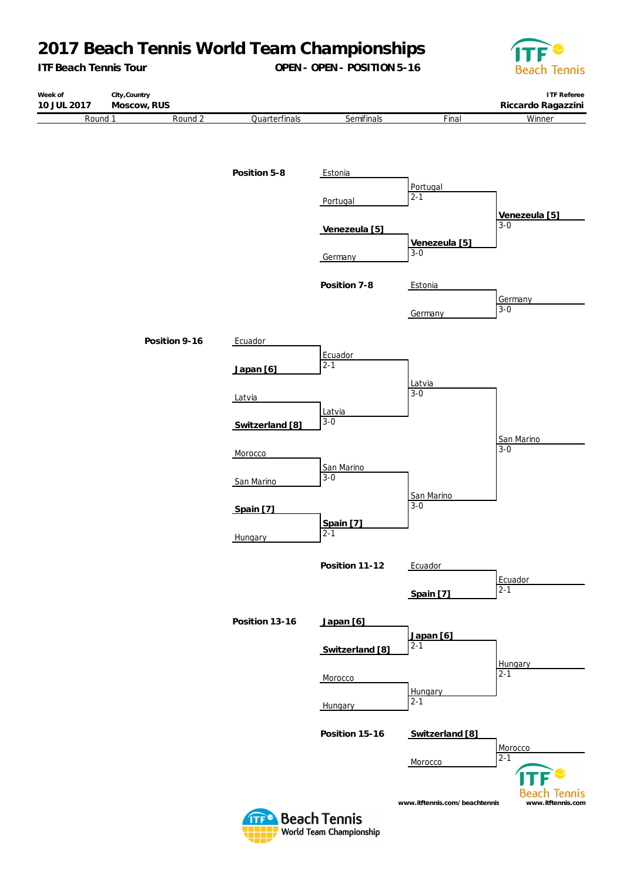# 2017 Beach Tennis World Team Championships

**ITF Beach Tennis Tour** — **OPEN - OPEN - POSITION 5-16**

| Week of | City,Country | ITF Referee |
|---|---|---|
| 10 JUL 2017 | Moscow, RUS | Riccardo Ragazzini |

Round 1 | Round 2 | Quarterfinals | Semifinals | Final | Winner

## Position 5-8

| Semifinals | Final | Winner |
|---|---|---|
| Estonia | | |
| Portugal | Portugal 2-1 | |
| **Venezeula [5]** | | **Venezeula [5]** 3-0 |
| Germany | **Venezeula [5]** 3-0 | |

## Position 7-8

| Final | Winner |
|---|---|
| Estonia | |
| Germany | Germany 3-0 |

## Position 9-16

| Quarterfinals | Semifinals | Final | Winner |
|---|---|---|---|
| Ecuador | | | |
| **Japan [6]** | Ecuador 2-1 | | |
| Latvia | | Latvia 3-0 | |
| **Switzerland [8]** | Latvia 3-0 | | |
| Morocco | | | San Marino 3-0 |
| San Marino | San Marino 3-0 | | |
| **Spain [7]** | | San Marino 3-0 | |
| Hungary | **Spain [7]** 2-1 | | |

## Position 11-12

| Final | Winner |
|---|---|
| Ecuador | |
| **Spain [7]** | Ecuador 2-1 |

## Position 13-16

| Semifinals | Final | Winner |
|---|---|---|
| **Japan [6]** | | |
| **Switzerland [8]** | **Japan [6]** 2-1 | |
| Morocco | | Hungary 2-1 |
| Hungary | Hungary 2-1 | |

## Position 15-16

| Final | Winner |
|---|---|
| **Switzerland [8]** | |
| Morocco | Morocco 2-1 |

www.itftennis.com/beachtennis

www.itftennis.com

Beach Tennis World Team Championship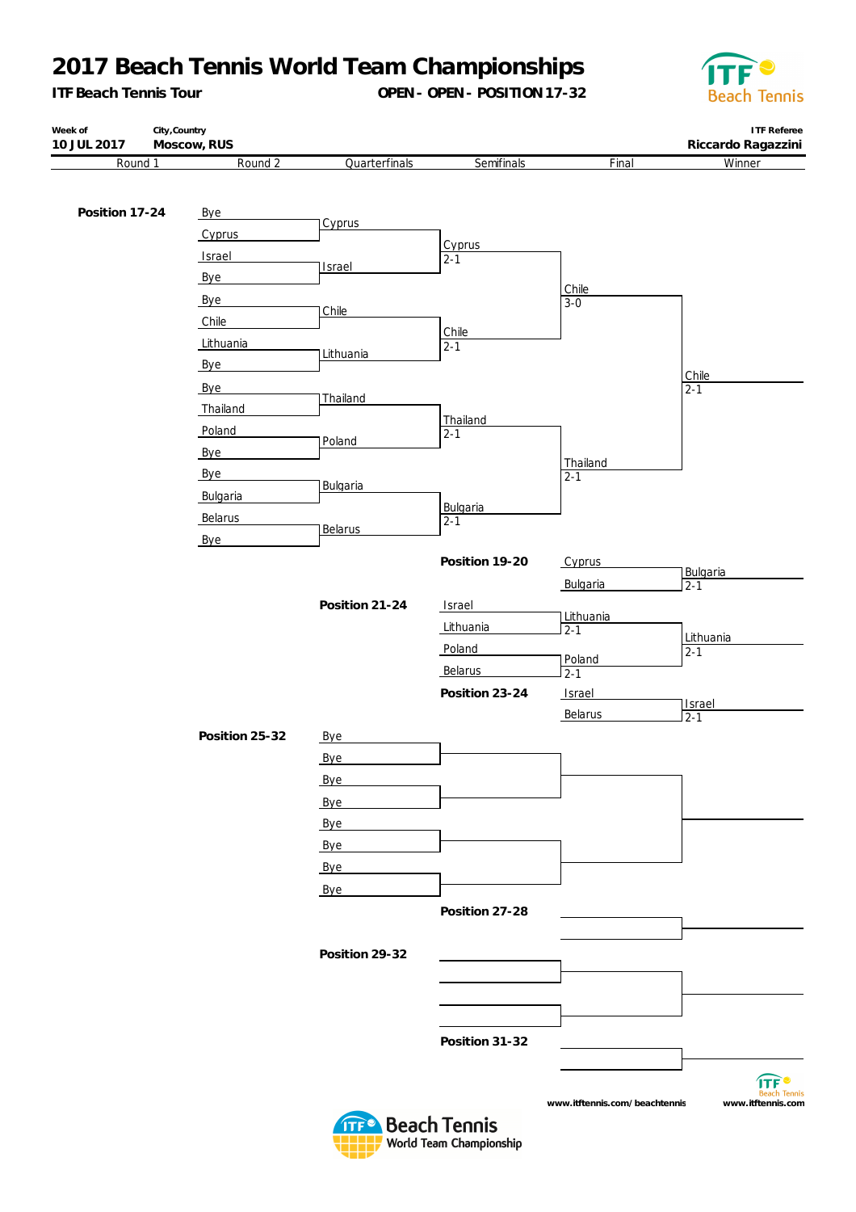# 2017 Beach Tennis World Team Championships

**ITF Beach Tennis Tour** — **OPEN - OPEN - POSITION 17-32**

| Week of | City,Country | ITF Referee |
|---|---|---|
| 10 JUL 2017 | Moscow, RUS | Riccardo Ragazzini |

Round 1 | Round 2 | Quarterfinals | Semifinals | Final | Winner

**Position 17-24**

Round 2:
Bye
Cyprus
Israel
Bye
Bye
Chile
Lithuania
Bye
Bye
Thailand
Poland
Bye
Bye
Bulgaria
Belarus
Bye

Quarterfinals:
Cyprus
Israel
Chile
Lithuania
Thailand
Poland
Bulgaria
Belarus

Semifinals:
Cyprus 2-1
Chile 2-1
Thailand 2-1
Bulgaria 2-1

Final:
Chile 3-0
Thailand 2-1

Winner:
Chile 2-1

**Position 19-20**

Cyprus
Bulgaria

Bulgaria 2-1

**Position 21-24**

Israel
Lithuania
Poland
Belarus

Lithuania 2-1
Poland 2-1

Lithuania 2-1

**Position 23-24**

Israel
Belarus

Israel 2-1

**Position 25-32**

Bye
Bye
Bye
Bye
Bye
Bye
Bye
Bye

**Position 27-28**

**Position 29-32**

**Position 31-32**

www.itftennis.com/beachtennis

www.itftennis.com

Beach Tennis World Team Championship